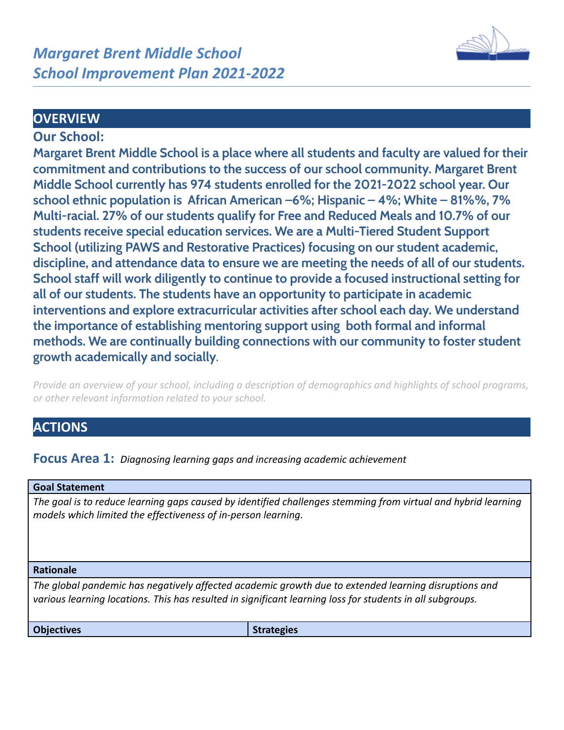# *Margaret Brent Middle School*
# *School Improvement Plan 2021-2022*

## OVERVIEW

### Our School:

**Margaret Brent Middle School is a place where all students and faculty are valued for their commitment and contributions to the success of our school community. Margaret Brent Middle School currently has 974 students enrolled for the 2021-2022 school year. Our school ethnic population is African American –6%; Hispanic – 4%; White – 81%%, 7% Multi-racial. 27% of our students qualify for Free and Reduced Meals and 10.7% of our students receive special education services. We are a Multi-Tiered Student Support School (utilizing PAWS and Restorative Practices) focusing on our student academic, discipline, and attendance data to ensure we are meeting the needs of all of our students. School staff will work diligently to continue to provide a focused instructional setting for all of our students. The students have an opportunity to participate in academic interventions and explore extracurricular activities after school each day. We understand the importance of establishing mentoring support using both formal and informal methods. We are continually building connections with our community to foster student growth academically and socially**.

*Provide an overview of your school, including a description of demographics and highlights of school programs, or other relevant information related to your school.*

## ACTIONS

### Focus Area 1: *Diagnosing learning gaps and increasing academic achievement*

| Goal Statement | |
|---|---|
| *The goal is to reduce learning gaps caused by identified challenges stemming from virtual and hybrid learning models which limited the effectiveness of in-person learning.* | |
| **Rationale** | |
| *The global pandemic has negatively affected academic growth due to extended learning disruptions and various learning locations. This has resulted in significant learning loss for students in all subgroups.* | |
| **Objectives** | **Strategies** |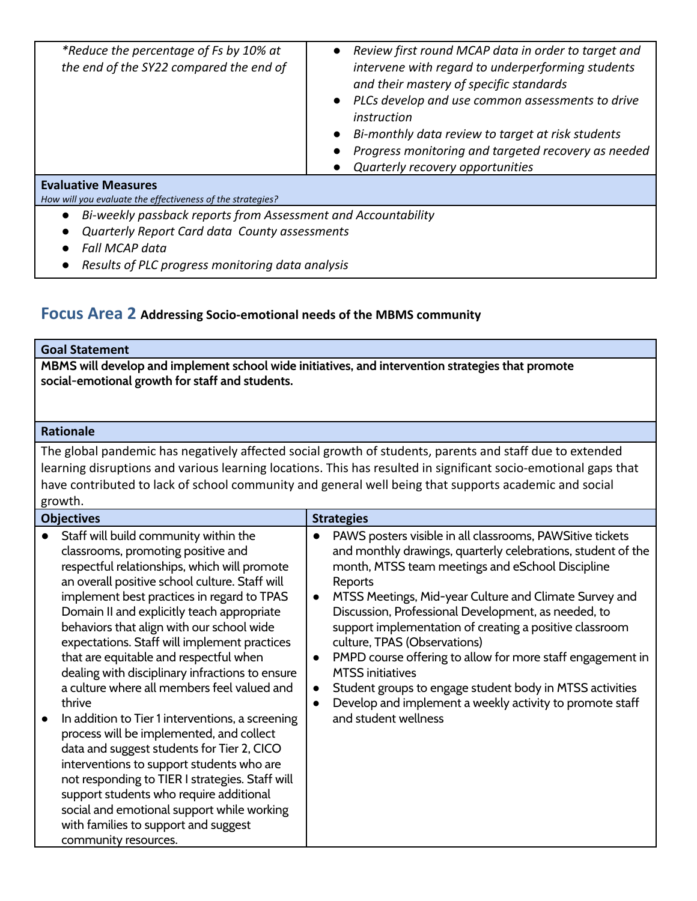| | |
|---|---|
| *\*Reduce the percentage of Fs by 10% at the end of the SY22 compared the end of* | • *Review first round MCAP data in order to target and intervene with regard to underperforming students and their mastery of specific standards*<br>• *PLCs develop and use common assessments to drive instruction*<br>• *Bi-monthly data review to target at risk students*<br>• *Progress monitoring and targeted recovery as needed*<br>• *Quarterly recovery opportunities* |

**Evaluative Measures**
*How will you evaluate the effectiveness of the strategies?*

- *Bi-weekly passback reports from Assessment and Accountability*
- *Quarterly Report Card data County assessments*
- *Fall MCAP data*
- *Results of PLC progress monitoring data analysis*

## Focus Area 2 **Addressing Socio-emotional needs of the MBMS community**

**Goal Statement**

**MBMS will develop and implement school wide initiatives, and intervention strategies that promote social-emotional growth for staff and students.**

**Rationale**

The global pandemic has negatively affected social growth of students, parents and staff due to extended learning disruptions and various learning locations. This has resulted in significant socio-emotional gaps that have contributed to lack of school community and general well being that supports academic and social growth.

| Objectives | Strategies |
|---|---|
| • Staff will build community within the classrooms, promoting positive and respectful relationships, which will promote an overall positive school culture. Staff will implement best practices in regard to TPAS Domain II and explicitly teach appropriate behaviors that align with our school wide expectations. Staff will implement practices that are equitable and respectful when dealing with disciplinary infractions to ensure a culture where all members feel valued and thrive<br>• In addition to Tier 1 interventions, a screening process will be implemented, and collect data and suggest students for Tier 2, CICO interventions to support students who are not responding to TIER I strategies. Staff will support students who require additional social and emotional support while working with families to support and suggest community resources. | • PAWS posters visible in all classrooms, PAWSitive tickets and monthly drawings, quarterly celebrations, student of the month, MTSS team meetings and eSchool Discipline Reports<br>• MTSS Meetings, Mid-year Culture and Climate Survey and Discussion, Professional Development, as needed, to support implementation of creating a positive classroom culture, TPAS (Observations)<br>• PMPD course offering to allow for more staff engagement in MTSS initiatives<br>• Student groups to engage student body in MTSS activities<br>• Develop and implement a weekly activity to promote staff and student wellness |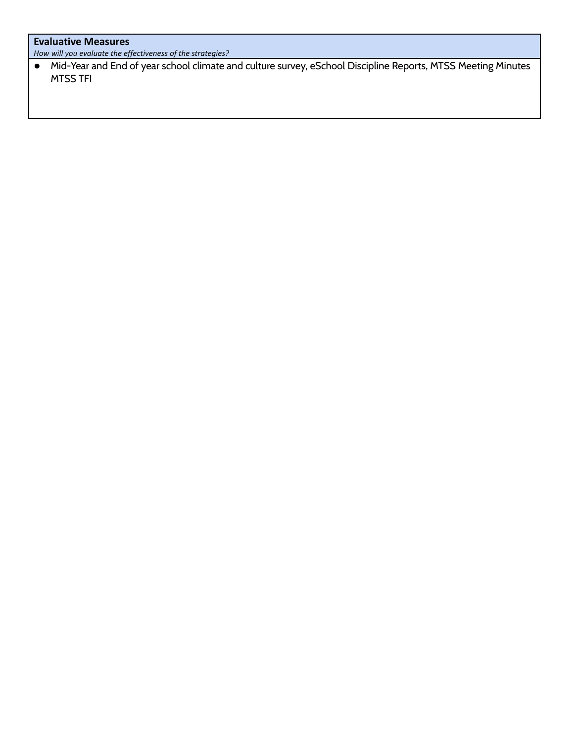| **Evaluative Measures**<br>*How will you evaluate the effectiveness of the strategies?* |
| --- |
| • Mid-Year and End of year school climate and culture survey, eSchool Discipline Reports, MTSS Meeting Minutes MTSS TFI |